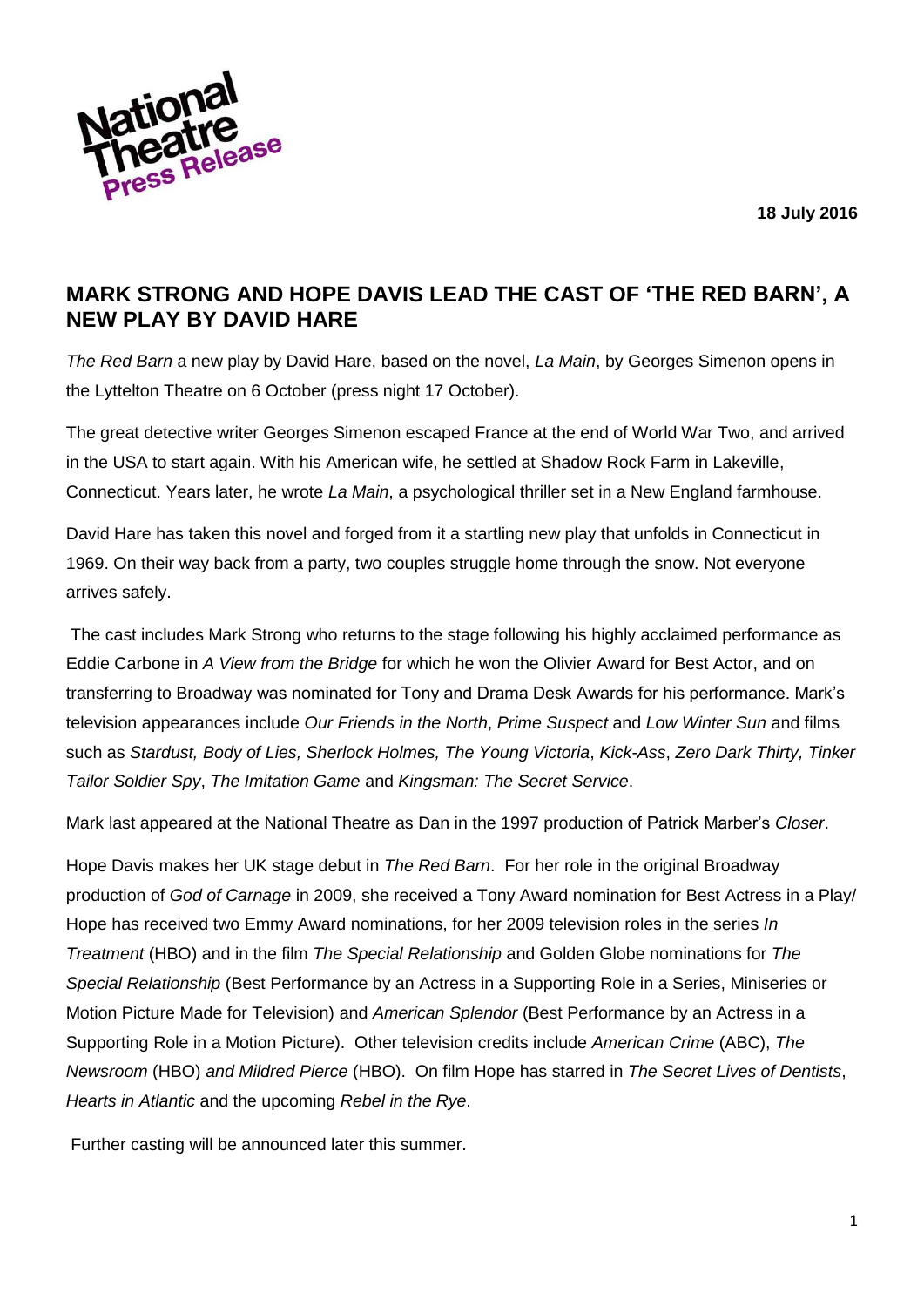National Theatre Press Release

**18 July 2016**

## MARK STRONG AND HOPE DAVIS LEAD THE CAST OF 'THE RED BARN', A NEW PLAY BY DAVID HARE

*The Red Barn* a new play by David Hare, based on the novel, *La Main*, by Georges Simenon opens in the Lyttelton Theatre on 6 October (press night 17 October).

The great detective writer Georges Simenon escaped France at the end of World War Two, and arrived in the USA to start again. With his American wife, he settled at Shadow Rock Farm in Lakeville, Connecticut. Years later, he wrote *La Main*, a psychological thriller set in a New England farmhouse.

David Hare has taken this novel and forged from it a startling new play that unfolds in Connecticut in 1969. On their way back from a party, two couples struggle home through the snow. Not everyone arrives safely.

The cast includes Mark Strong who returns to the stage following his highly acclaimed performance as Eddie Carbone in *A View from the Bridge* for which he won the Olivier Award for Best Actor, and on transferring to Broadway was nominated for Tony and Drama Desk Awards for his performance. Mark's television appearances include *Our Friends in the North*, *Prime Suspect* and *Low Winter Sun* and films such as *Stardust, Body of Lies, Sherlock Holmes, The Young Victoria*, *Kick-Ass*, *Zero Dark Thirty, Tinker Tailor Soldier Spy*, *The Imitation Game* and *Kingsman: The Secret Service*.

Mark last appeared at the National Theatre as Dan in the 1997 production of Patrick Marber's *Closer*.

Hope Davis makes her UK stage debut in *The Red Barn*. For her role in the original Broadway production of *God of Carnage* in 2009, she received a Tony Award nomination for Best Actress in a Play/ Hope has received two Emmy Award nominations, for her 2009 television roles in the series *In Treatment* (HBO) and in the film *The Special Relationship* and Golden Globe nominations for *The Special Relationship* (Best Performance by an Actress in a Supporting Role in a Series, Miniseries or Motion Picture Made for Television) and *American Splendor* (Best Performance by an Actress in a Supporting Role in a Motion Picture). Other television credits include *American Crime* (ABC), *The Newsroom* (HBO) *and Mildred Pierce* (HBO). On film Hope has starred in *The Secret Lives of Dentists*, *Hearts in Atlantic* and the upcoming *Rebel in the Rye*.

Further casting will be announced later this summer.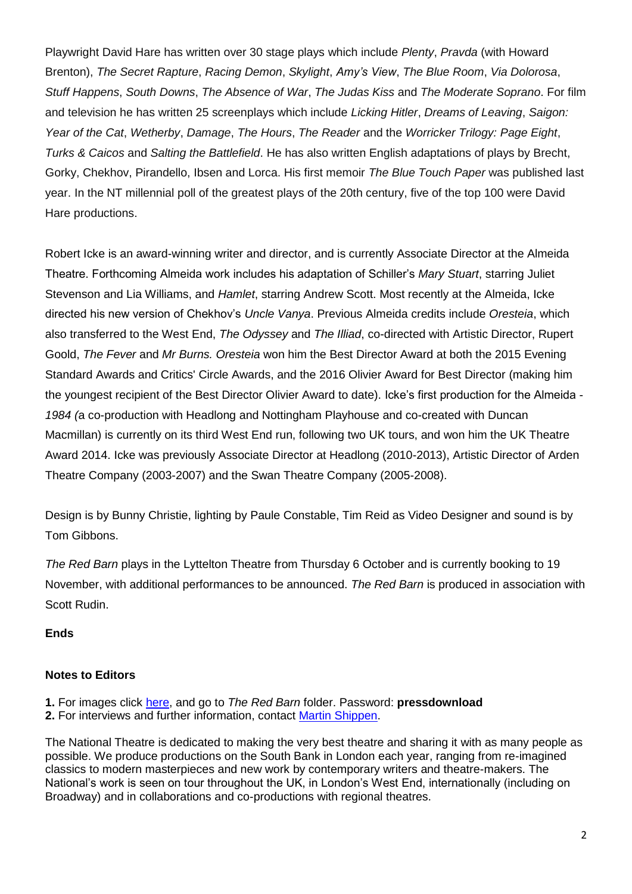Playwright David Hare has written over 30 stage plays which include *Plenty*, *Pravda* (with Howard Brenton), *The Secret Rapture*, *Racing Demon*, *Skylight*, *Amy's View*, *The Blue Room*, *Via Dolorosa*, *Stuff Happens*, *South Downs*, *The Absence of War*, *The Judas Kiss* and *The Moderate Soprano*. For film and television he has written 25 screenplays which include *Licking Hitler*, *Dreams of Leaving*, *Saigon: Year of the Cat*, *Wetherby*, *Damage*, *The Hours*, *The Reader* and the *Worricker Trilogy: Page Eight*, *Turks & Caicos* and *Salting the Battlefield*. He has also written English adaptations of plays by Brecht, Gorky, Chekhov, Pirandello, Ibsen and Lorca. His first memoir *The Blue Touch Paper* was published last year. In the NT millennial poll of the greatest plays of the 20th century, five of the top 100 were David Hare productions.

Robert Icke is an award-winning writer and director, and is currently Associate Director at the Almeida Theatre. Forthcoming Almeida work includes his adaptation of Schiller's *Mary Stuart*, starring Juliet Stevenson and Lia Williams, and *Hamlet*, starring Andrew Scott. Most recently at the Almeida, Icke directed his new version of Chekhov's *Uncle Vanya*. Previous Almeida credits include *Oresteia*, which also transferred to the West End, *The Odyssey* and *The Illiad*, co-directed with Artistic Director, Rupert Goold, *The Fever* and *Mr Burns. Oresteia* won him the Best Director Award at both the 2015 Evening Standard Awards and Critics' Circle Awards, and the 2016 Olivier Award for Best Director (making him the youngest recipient of the Best Director Olivier Award to date). Icke's first production for the Almeida - *1984 (*a co-production with Headlong and Nottingham Playhouse and co-created with Duncan Macmillan) is currently on its third West End run, following two UK tours, and won him the UK Theatre Award 2014. Icke was previously Associate Director at Headlong (2010-2013), Artistic Director of Arden Theatre Company (2003-2007) and the Swan Theatre Company (2005-2008).

Design is by Bunny Christie, lighting by Paule Constable, Tim Reid as Video Designer and sound is by Tom Gibbons.

*The Red Barn* plays in the Lyttelton Theatre from Thursday 6 October and is currently booking to 19 November, with additional performances to be announced. *The Red Barn* is produced in association with Scott Rudin.

**Ends**

**Notes to Editors**

**1.** For images click here, and go to *The Red Barn* folder. Password: **pressdownload**
**2.** For interviews and further information, contact Martin Shippen.

The National Theatre is dedicated to making the very best theatre and sharing it with as many people as possible. We produce productions on the South Bank in London each year, ranging from re-imagined classics to modern masterpieces and new work by contemporary writers and theatre-makers. The National's work is seen on tour throughout the UK, in London's West End, internationally (including on Broadway) and in collaborations and co-productions with regional theatres.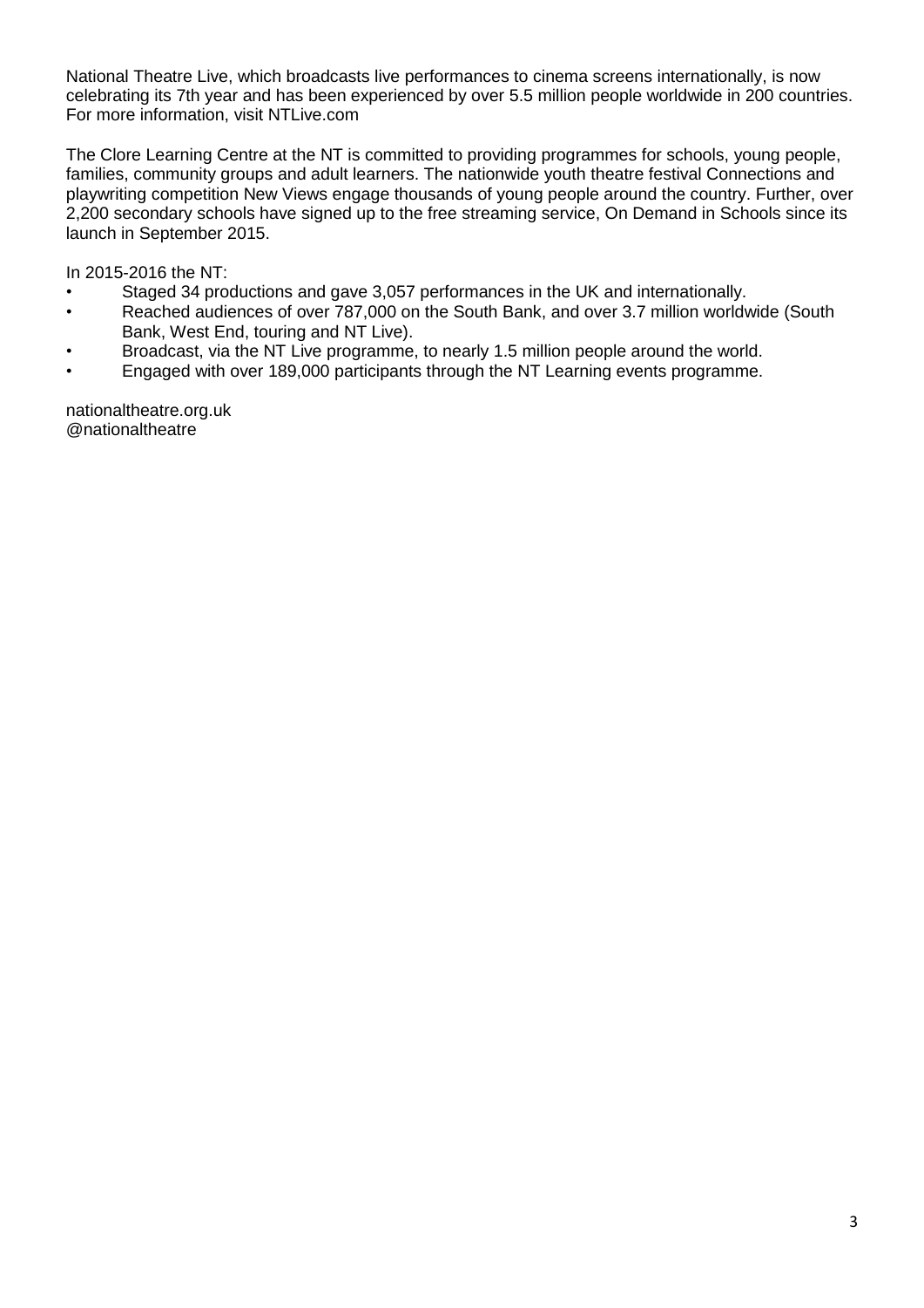National Theatre Live, which broadcasts live performances to cinema screens internationally, is now celebrating its 7th year and has been experienced by over 5.5 million people worldwide in 200 countries. For more information, visit NTLive.com

The Clore Learning Centre at the NT is committed to providing programmes for schools, young people, families, community groups and adult learners. The nationwide youth theatre festival Connections and playwriting competition New Views engage thousands of young people around the country. Further, over 2,200 secondary schools have signed up to the free streaming service, On Demand in Schools since its launch in September 2015.

In 2015-2016 the NT:

- Staged 34 productions and gave 3,057 performances in the UK and internationally.
- Reached audiences of over 787,000 on the South Bank, and over 3.7 million worldwide (South Bank, West End, touring and NT Live).
- Broadcast, via the NT Live programme, to nearly 1.5 million people around the world.
- Engaged with over 189,000 participants through the NT Learning events programme.

nationaltheatre.org.uk
@nationaltheatre